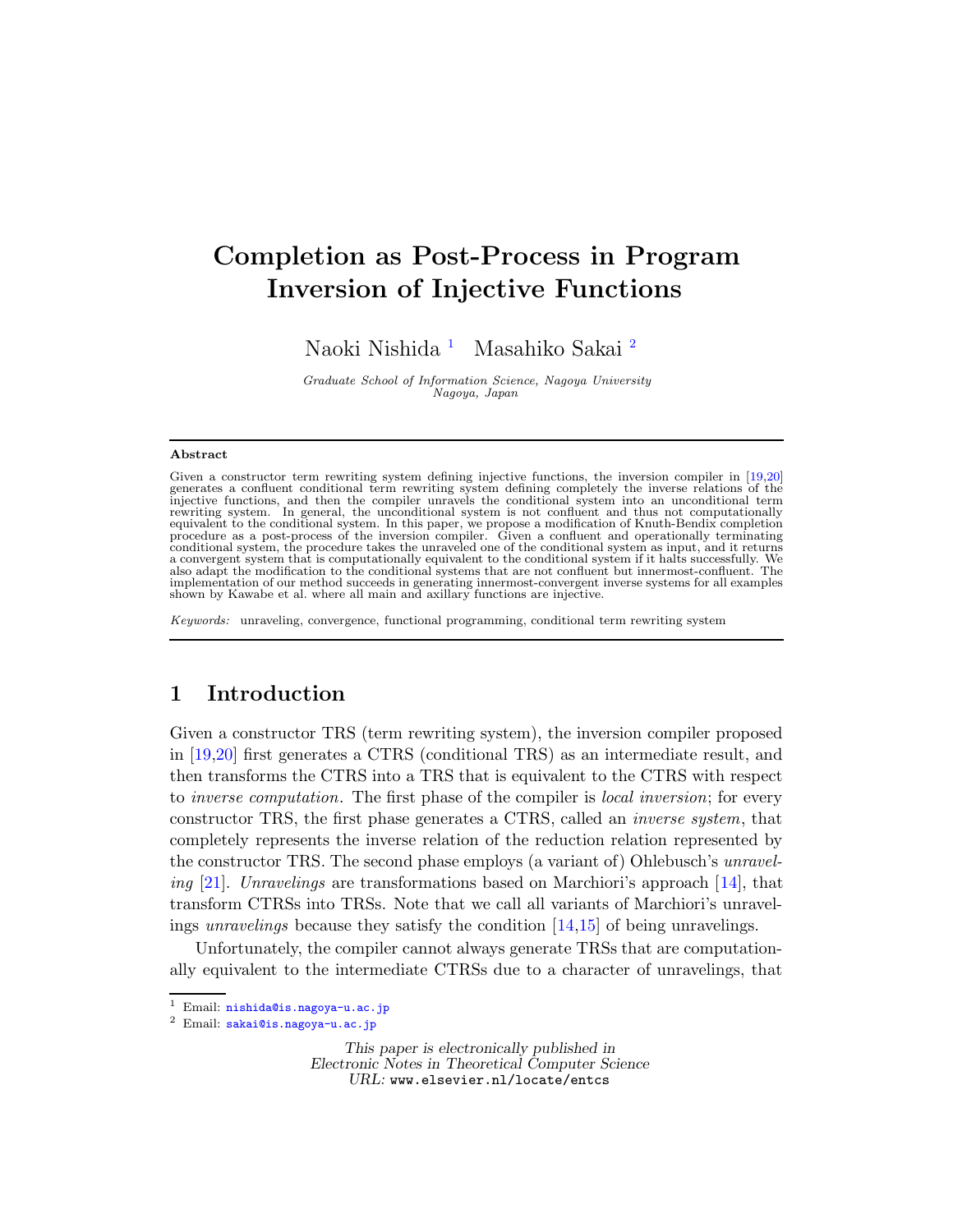# Completion as Post-Process in Program Inversion of Injective Functions

Naoki Nishida [1] Masahiko Sakai [2]

*Graduate School of Information Science, Nagoya University*
*Nagoya, Japan*

---

**Abstract**

Given a constructor term rewriting system defining injective functions, the inversion compiler in [19,20] generates a confluent conditional term rewriting system defining completely the inverse relations of the injective functions, and then the compiler unravels the conditional system into an unconditional term rewriting system. In general, the unconditional system is not confluent and thus not computationally equivalent to the conditional system. In this paper, we propose a modification of Knuth-Bendix completion procedure as a post-process of the inversion compiler. Given a confluent and operationally terminating conditional system, the procedure takes the unraveled one of the conditional system as input, and it returns a convergent system that is computationally equivalent to the conditional system if it halts successfully. We also adapt the modification to the conditional systems that are not confluent but innermost-confluent. The implementation of our method succeeds in generating innermost-convergent inverse systems for all examples shown by Kawabe et al. where all main and axillary functions are injective.

*Keywords:* unraveling, convergence, functional programming, conditional term rewriting system

---

## 1 Introduction

Given a constructor TRS (term rewriting system), the inversion compiler proposed in [19,20] first generates a CTRS (conditional TRS) as an intermediate result, and then transforms the CTRS into a TRS that is equivalent to the CTRS with respect to *inverse computation*. The first phase of the compiler is *local inversion*; for every constructor TRS, the first phase generates a CTRS, called an *inverse system*, that completely represents the inverse relation of the reduction relation represented by the constructor TRS. The second phase employs (a variant of) Ohlebusch's *unraveling* [21]. *Unravelings* are transformations based on Marchiori's approach [14], that transform CTRSs into TRSs. Note that we call all variants of Marchiori's unravelings *unravelings* because they satisfy the condition [14,15] of being unravelings.

Unfortunately, the compiler cannot always generate TRSs that are computationally equivalent to the intermediate CTRSs due to a character of unravelings, that

---

[1] Email: nishida@is.nagoya-u.ac.jp

[2] Email: sakai@is.nagoya-u.ac.jp

This paper is electronically published in
Electronic Notes in Theoretical Computer Science
URL: www.elsevier.nl/locate/entcs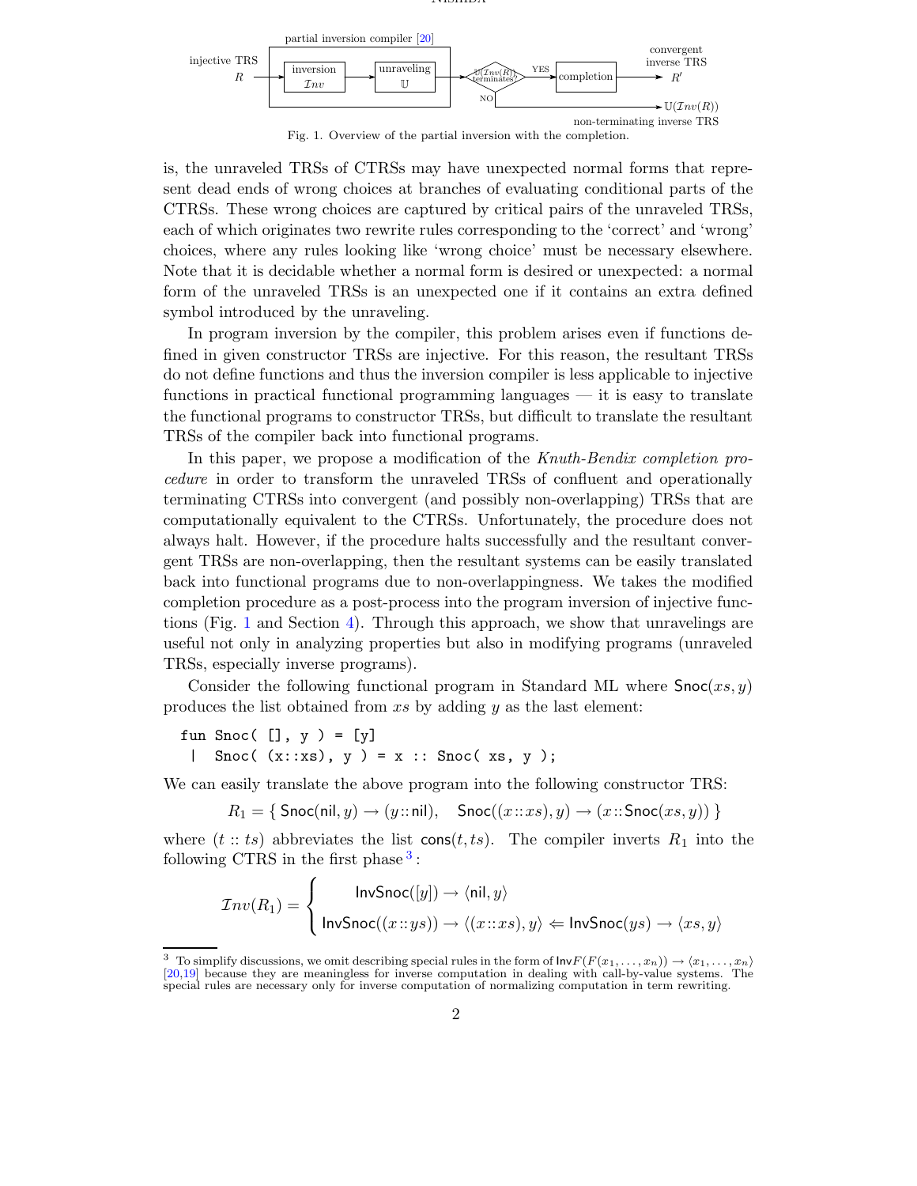partial inversion compiler [20]

injective TRS $R$

inversion $\mathcal{I}nv$

unraveling $\mathbb{U}$

$\mathbb{U}(\mathcal{I}nv(R))$ terminates?

YES

NO

completion

convergent inverse TRS $R'$

$\mathbb{U}(\mathcal{I}nv(R))$

non-terminating inverse TRS

Fig. 1. Overview of the partial inversion with the completion.

is, the unraveled TRSs of CTRSs may have unexpected normal forms that represent dead ends of wrong choices at branches of evaluating conditional parts of the CTRSs. These wrong choices are captured by critical pairs of the unraveled TRSs, each of which originates two rewrite rules corresponding to the 'correct' and 'wrong' choices, where any rules looking like 'wrong choice' must be necessary elsewhere. Note that it is decidable whether a normal form is desired or unexpected: a normal form of the unraveled TRSs is an unexpected one if it contains an extra defined symbol introduced by the unraveling.

In program inversion by the compiler, this problem arises even if functions defined in given constructor TRSs are injective. For this reason, the resultant TRSs do not define functions and thus the inversion compiler is less applicable to injective functions in practical functional programming languages — it is easy to translate the functional programs to constructor TRSs, but difficult to translate the resultant TRSs of the compiler back into functional programs.

In this paper, we propose a modification of the *Knuth-Bendix completion procedure* in order to transform the unraveled TRSs of confluent and operationally terminating CTRSs into convergent (and possibly non-overlapping) TRSs that are computationally equivalent to the CTRSs. Unfortunately, the procedure does not always halt. However, if the procedure halts successfully and the resultant convergent TRSs are non-overlapping, then the resultant systems can be easily translated back into functional programs due to non-overlappingness. We takes the modified completion procedure as a post-process into the program inversion of injective functions (Fig. 1 and Section 4). Through this approach, we show that unravelings are useful not only in analyzing properties but also in modifying programs (unraveled TRSs, especially inverse programs).

Consider the following functional program in Standard ML where $\mathsf{Snoc}(xs, y)$ produces the list obtained from $xs$ by adding $y$ as the last element:

```
fun Snoc( [], y ) = [y]
  |  Snoc( (x::xs), y ) = x :: Snoc( xs, y );
```

We can easily translate the above program into the following constructor TRS:

$$R_1 = \{\, \mathsf{Snoc}(\mathsf{nil}, y) \to (y :: \mathsf{nil}), \quad \mathsf{Snoc}((x :: xs), y) \to (x :: \mathsf{Snoc}(xs, y)) \,\}$$

where $(t :: ts)$ abbreviates the list $\mathsf{cons}(t, ts)$. The compiler inverts $R_1$ into the following CTRS in the first phase [3]:

$$\mathcal{I}nv(R_1) = \begin{cases} \mathsf{InvSnoc}([y]) \to \langle \mathsf{nil}, y \rangle \\ \mathsf{InvSnoc}((x :: ys)) \to \langle (x :: xs), y \rangle \Leftarrow \mathsf{InvSnoc}(ys) \to \langle xs, y \rangle \end{cases}$$

[3] To simplify discussions, we omit describing special rules in the form of $\mathsf{Inv}F(F(x_1, \ldots, x_n)) \to \langle x_1, \ldots, x_n \rangle$ [20,19] because they are meaningless for inverse computation in dealing with call-by-value systems. The special rules are necessary only for inverse computation of normalizing computation in term rewriting.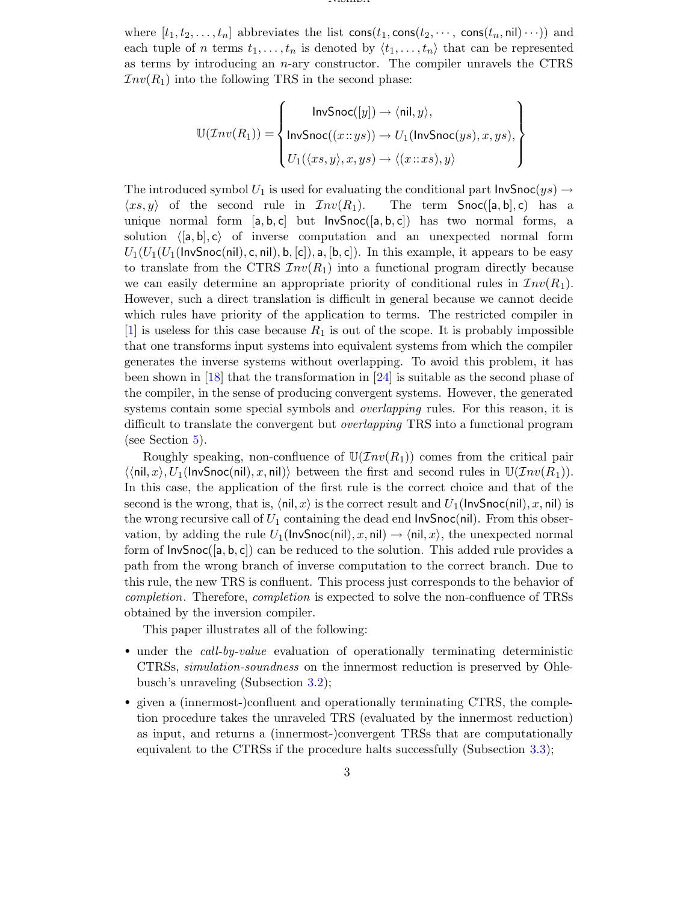where $[t_1, t_2, \ldots, t_n]$ abbreviates the list $\mathsf{cons}(t_1, \mathsf{cons}(t_2, \cdots, \mathsf{cons}(t_n, \mathsf{nil}) \cdots))$ and each tuple of $n$ terms $t_1, \ldots, t_n$ is denoted by $\langle t_1, \ldots, t_n \rangle$ that can be represented as terms by introducing an $n$-ary constructor. The compiler unravels the CTRS $\mathcal{I}nv(R_1)$ into the following TRS in the second phase:

$$\mathbb{U}(\mathcal{I}nv(R_1)) = \left\{ \begin{array}{c} \mathsf{InvSnoc}([y]) \to \langle \mathsf{nil}, y \rangle, \\ \mathsf{InvSnoc}((x::ys)) \to U_1(\mathsf{InvSnoc}(ys), x, ys), \\ U_1(\langle xs, y \rangle, x, ys) \to \langle (x::xs), y \rangle \end{array} \right\}$$

The introduced symbol $U_1$ is used for evaluating the conditional part $\mathsf{InvSnoc}(ys) \to \langle xs, y \rangle$ of the second rule in $\mathcal{I}nv(R_1)$. The term $\mathsf{Snoc}([\mathsf{a}, \mathsf{b}], \mathsf{c})$ has a unique normal form $[\mathsf{a}, \mathsf{b}, \mathsf{c}]$ but $\mathsf{InvSnoc}([\mathsf{a}, \mathsf{b}, \mathsf{c}])$ has two normal forms, a solution $\langle [\mathsf{a}, \mathsf{b}], \mathsf{c} \rangle$ of inverse computation and an unexpected normal form $U_1(U_1(U_1(\mathsf{InvSnoc}(\mathsf{nil}), \mathsf{c}, \mathsf{nil}), \mathsf{b}, [\mathsf{c}]), \mathsf{a}, [\mathsf{b}, \mathsf{c}])$. In this example, it appears to be easy to translate from the CTRS $\mathcal{I}nv(R_1)$ into a functional program directly because we can easily determine an appropriate priority of conditional rules in $\mathcal{I}nv(R_1)$. However, such a direct translation is difficult in general because we cannot decide which rules have priority of the application to terms. The restricted compiler in [1] is useless for this case because $R_1$ is out of the scope. It is probably impossible that one transforms input systems into equivalent systems from which the compiler generates the inverse systems without overlapping. To avoid this problem, it has been shown in [18] that the transformation in [24] is suitable as the second phase of the compiler, in the sense of producing convergent systems. However, the generated systems contain some special symbols and *overlapping* rules. For this reason, it is difficult to translate the convergent but *overlapping* TRS into a functional program (see Section 5).

Roughly speaking, non-confluence of $\mathbb{U}(\mathcal{I}nv(R_1))$ comes from the critical pair $\langle \langle \mathsf{nil}, x \rangle, U_1(\mathsf{InvSnoc}(\mathsf{nil}), x, \mathsf{nil}) \rangle$ between the first and second rules in $\mathbb{U}(\mathcal{I}nv(R_1))$. In this case, the application of the first rule is the correct choice and that of the second is the wrong, that is, $\langle \mathsf{nil}, x \rangle$ is the correct result and $U_1(\mathsf{InvSnoc}(\mathsf{nil}), x, \mathsf{nil})$ is the wrong recursive call of $U_1$ containing the dead end $\mathsf{InvSnoc}(\mathsf{nil})$. From this observation, by adding the rule $U_1(\mathsf{InvSnoc}(\mathsf{nil}), x, \mathsf{nil}) \to \langle \mathsf{nil}, x \rangle$, the unexpected normal form of $\mathsf{InvSnoc}([\mathsf{a}, \mathsf{b}, \mathsf{c}])$ can be reduced to the solution. This added rule provides a path from the wrong branch of inverse computation to the correct branch. Due to this rule, the new TRS is confluent. This process just corresponds to the behavior of *completion*. Therefore, *completion* is expected to solve the non-confluence of TRSs obtained by the inversion compiler.

This paper illustrates all of the following:

- under the *call-by-value* evaluation of operationally terminating deterministic CTRSs, *simulation-soundness* on the innermost reduction is preserved by Ohlebusch's unraveling (Subsection 3.2);
- given a (innermost-)confluent and operationally terminating CTRS, the completion procedure takes the unraveled TRS (evaluated by the innermost reduction) as input, and returns a (innermost-)convergent TRSs that are computationally equivalent to the CTRSs if the procedure halts successfully (Subsection 3.3);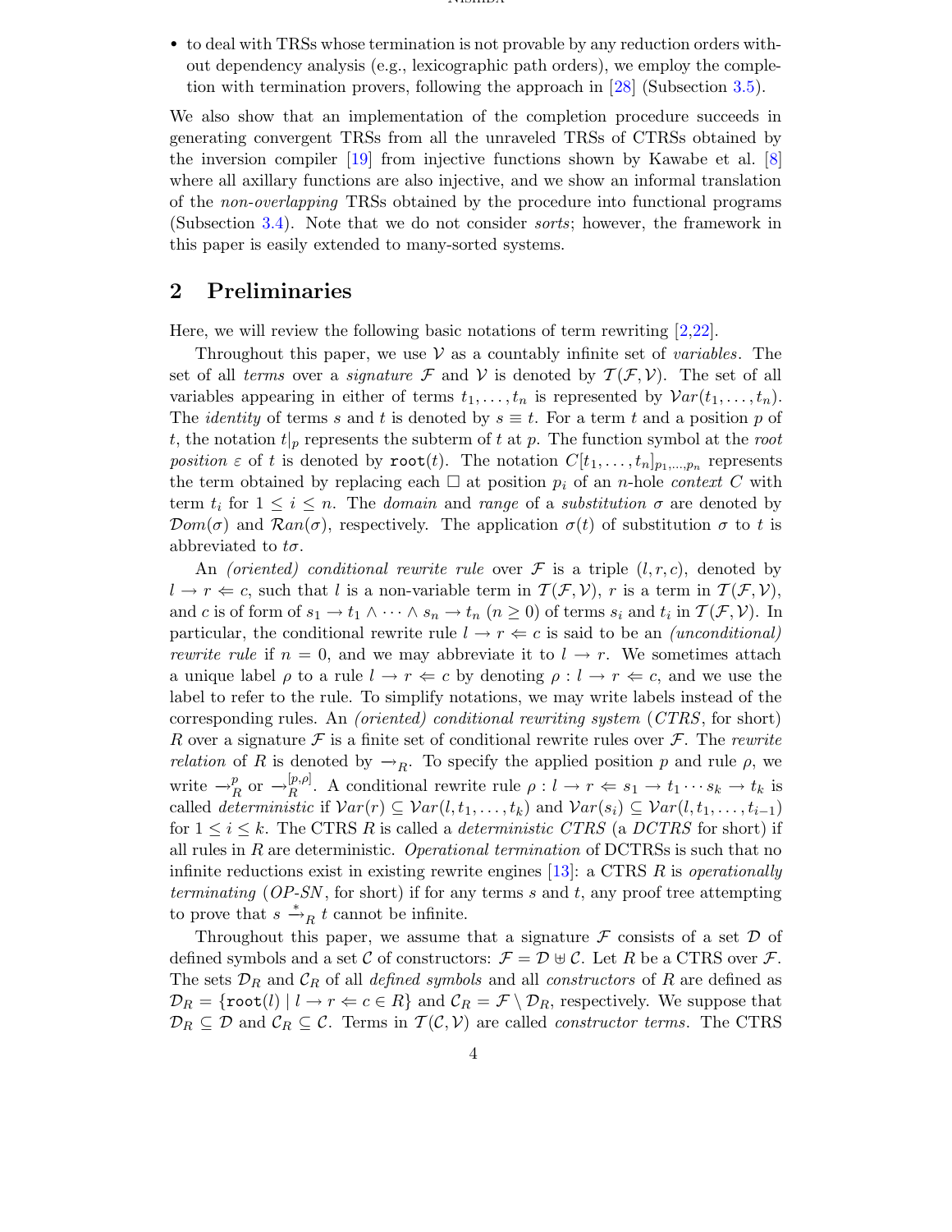- to deal with TRSs whose termination is not provable by any reduction orders without dependency analysis (e.g., lexicographic path orders), we employ the completion with termination provers, following the approach in [28] (Subsection 3.5).

We also show that an implementation of the completion procedure succeeds in generating convergent TRSs from all the unraveled TRSs of CTRSs obtained by the inversion compiler [19] from injective functions shown by Kawabe et al. [8] where all axillary functions are also injective, and we show an informal translation of the *non-overlapping* TRSs obtained by the procedure into functional programs (Subsection 3.4). Note that we do not consider *sorts*; however, the framework in this paper is easily extended to many-sorted systems.

## 2 Preliminaries

Here, we will review the following basic notations of term rewriting [2,22].

Throughout this paper, we use $\mathcal{V}$ as a countably infinite set of *variables*. The set of all *terms* over a *signature* $\mathcal{F}$ and $\mathcal{V}$ is denoted by $\mathcal{T}(\mathcal{F},\mathcal{V})$. The set of all variables appearing in either of terms $t_1,\ldots,t_n$ is represented by $\mathcal{V}ar(t_1,\ldots,t_n)$. The *identity* of terms $s$ and $t$ is denoted by $s \equiv t$. For a term $t$ and a position $p$ of $t$, the notation $t|_p$ represents the subterm of $t$ at $p$. The function symbol at the *root position* $\varepsilon$ of $t$ is denoted by $\mathtt{root}(t)$. The notation $C[t_1,\ldots,t_n]_{p_1,\ldots,p_n}$ represents the term obtained by replacing each $\Box$ at position $p_i$ of an $n$-hole *context* $C$ with term $t_i$ for $1 \leq i \leq n$. The *domain* and *range* of a *substitution* $\sigma$ are denoted by $\mathcal{D}om(\sigma)$ and $\mathcal{R}an(\sigma)$, respectively. The application $\sigma(t)$ of substitution $\sigma$ to $t$ is abbreviated to $t\sigma$.

An *(oriented) conditional rewrite rule* over $\mathcal{F}$ is a triple $(l,r,c)$, denoted by $l \to r \Leftarrow c$, such that $l$ is a non-variable term in $\mathcal{T}(\mathcal{F},\mathcal{V})$, $r$ is a term in $\mathcal{T}(\mathcal{F},\mathcal{V})$, and $c$ is of form of $s_1 \to t_1 \wedge \cdots \wedge s_n \to t_n$ $(n \geq 0)$ of terms $s_i$ and $t_i$ in $\mathcal{T}(\mathcal{F},\mathcal{V})$. In particular, the conditional rewrite rule $l \to r \Leftarrow c$ is said to be an *(unconditional) rewrite rule* if $n = 0$, and we may abbreviate it to $l \to r$. We sometimes attach a unique label $\rho$ to a rule $l \to r \Leftarrow c$ by denoting $\rho : l \to r \Leftarrow c$, and we use the label to refer to the rule. To simplify notations, we may write labels instead of the corresponding rules. An *(oriented) conditional rewriting system* (*CTRS*, for short) $R$ over a signature $\mathcal{F}$ is a finite set of conditional rewrite rules over $\mathcal{F}$. The *rewrite relation* of $R$ is denoted by $\to_R$. To specify the applied position $p$ and rule $\rho$, we write $\to_R^p$ or $\to_R^{[p,\rho]}$. A conditional rewrite rule $\rho : l \to r \Leftarrow s_1 \to t_1 \cdots s_k \to t_k$ is called *deterministic* if $\mathcal{V}ar(r) \subseteq \mathcal{V}ar(l,t_1,\ldots,t_k)$ and $\mathcal{V}ar(s_i) \subseteq \mathcal{V}ar(l,t_1,\ldots,t_{i-1})$ for $1 \leq i \leq k$. The CTRS $R$ is called a *deterministic CTRS* (a *DCTRS* for short) if all rules in $R$ are deterministic. *Operational termination* of DCTRSs is such that no infinite reductions exist in existing rewrite engines [13]: a CTRS $R$ is *operationally terminating* (*OP-SN*, for short) if for any terms $s$ and $t$, any proof tree attempting to prove that $s \xrightarrow{*}_R t$ cannot be infinite.

Throughout this paper, we assume that a signature $\mathcal{F}$ consists of a set $\mathcal{D}$ of defined symbols and a set $\mathcal{C}$ of constructors: $\mathcal{F} = \mathcal{D} \uplus \mathcal{C}$. Let $R$ be a CTRS over $\mathcal{F}$. The sets $\mathcal{D}_R$ and $\mathcal{C}_R$ of all *defined symbols* and all *constructors* of $R$ are defined as $\mathcal{D}_R = \{\mathtt{root}(l) \mid l \to r \Leftarrow c \in R\}$ and $\mathcal{C}_R = \mathcal{F} \setminus \mathcal{D}_R$, respectively. We suppose that $\mathcal{D}_R \subseteq \mathcal{D}$ and $\mathcal{C}_R \subseteq \mathcal{C}$. Terms in $\mathcal{T}(\mathcal{C},\mathcal{V})$ are called *constructor terms*. The CTRS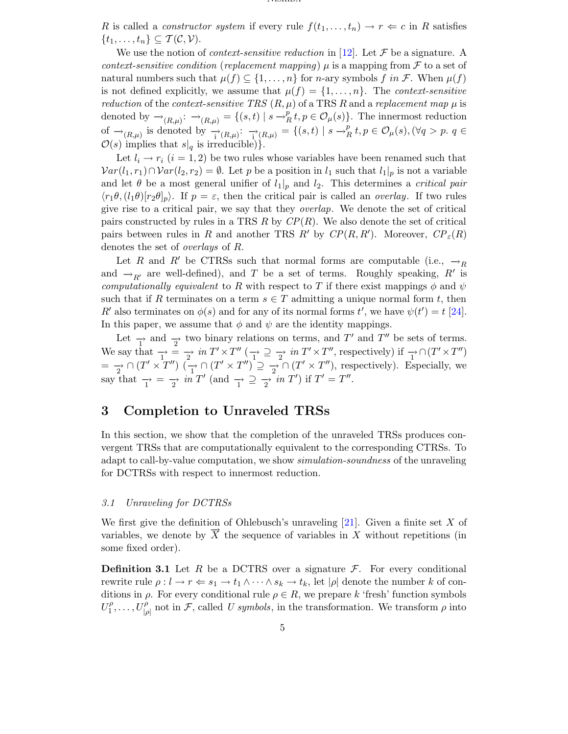$R$ is called a *constructor system* if every rule $f(t_1, \ldots, t_n) \to r \Leftarrow c$ in $R$ satisfies $\{t_1, \ldots, t_n\} \subseteq \mathcal{T}(\mathcal{C}, \mathcal{V})$.

We use the notion of *context-sensitive reduction* in [12]. Let $\mathcal{F}$ be a signature. A *context-sensitive condition* (*replacement mapping*) $\mu$ is a mapping from $\mathcal{F}$ to a set of natural numbers such that $\mu(f) \subseteq \{1, \ldots, n\}$ for $n$-ary symbols $f$ *in* $\mathcal{F}$. When $\mu(f)$ is not defined explicitly, we assume that $\mu(f) = \{1, \ldots, n\}$. The *context-sensitive reduction* of the *context-sensitive TRS* $(R, \mu)$ of a TRS $R$ and a *replacement map* $\mu$ is denoted by $\to_{(R,\mu)}$: $\to_{(R,\mu)} = \{(s,t) \mid s \to_R^p t, p \in \mathcal{O}_\mu(s)\}$. The innermost reduction of $\to_{(R,\mu)}$ is denoted by $\underset{\mathrm{i}}{\to}_{(R,\mu)}$: $\underset{\mathrm{i}}{\to}_{(R,\mu)} = \{(s,t) \mid s \to_R^p t, p \in \mathcal{O}_\mu(s), (\forall q > p.\ q \in \mathcal{O}(s)$ implies that $s|_q$ is irreducible$)\}$.

Let $l_i \to r_i$ $(i = 1, 2)$ be two rules whose variables have been renamed such that $\mathcal{V}ar(l_1, r_1) \cap \mathcal{V}ar(l_2, r_2) = \emptyset$. Let $p$ be a position in $l_1$ such that $l_1|_p$ is not a variable and let $\theta$ be a most general unifier of $l_1|_p$ and $l_2$. This determines a *critical pair* $\langle r_1\theta, (l_1\theta)[r_2\theta]_p \rangle$. If $p = \varepsilon$, then the critical pair is called an *overlay*. If two rules give rise to a critical pair, we say that they *overlap*. We denote the set of critical pairs constructed by rules in a TRS $R$ by $CP(R)$. We also denote the set of critical pairs between rules in $R$ and another TRS $R'$ by $CP(R, R')$. Moreover, $CP_\varepsilon(R)$ denotes the set of *overlays* of $R$.

Let $R$ and $R'$ be CTRSs such that normal forms are computable (i.e., $\to_R$ and $\to_{R'}$ are well-defined), and $T$ be a set of terms. Roughly speaking, $R'$ is *computationally equivalent* to $R$ with respect to $T$ if there exist mappings $\phi$ and $\psi$ such that if $R$ terminates on a term $s \in T$ admitting a unique normal form $t$, then $R'$ also terminates on $\phi(s)$ and for any of its normal forms $t'$, we have $\psi(t') = t$ [24]. In this paper, we assume that $\phi$ and $\psi$ are the identity mappings.

Let $\underset{1}{\to}$ and $\underset{2}{\to}$ two binary relations on terms, and $T'$ and $T''$ be sets of terms. We say that $\underset{1}{\to} = \underset{2}{\to}$ *in* $T' \times T''$ ($\underset{1}{\to} \supseteq \underset{2}{\to}$ *in* $T' \times T''$, respectively) if $\underset{1}{\to} \cap (T' \times T'') = \underset{2}{\to} \cap (T' \times T'')$ ($\underset{1}{\to} \cap (T' \times T'') \supseteq \underset{2}{\to} \cap (T' \times T'')$, respectively). Especially, we say that $\underset{1}{\to} = \underset{2}{\to}$ *in* $T'$ (and $\underset{1}{\to} \supseteq \underset{2}{\to}$ *in* $T'$) if $T' = T''$.

## 3 Completion to Unraveled TRSs

In this section, we show that the completion of the unraveled TRSs produces convergent TRSs that are computationally equivalent to the corresponding CTRSs. To adapt to call-by-value computation, we show *simulation-soundness* of the unraveling for DCTRSs with respect to innermost reduction.

### 3.1 Unraveling for DCTRSs

We first give the definition of Ohlebusch's unraveling [21]. Given a finite set $X$ of variables, we denote by $\overrightarrow{X}$ the sequence of variables in $X$ without repetitions (in some fixed order).

**Definition 3.1** Let $R$ be a DCTRS over a signature $\mathcal{F}$. For every conditional rewrite rule $\rho : l \to r \Leftarrow s_1 \to t_1 \wedge \cdots \wedge s_k \to t_k$, let $|\rho|$ denote the number $k$ of conditions in $\rho$. For every conditional rule $\rho \in R$, we prepare $k$ 'fresh' function symbols $U_1^\rho, \ldots, U_{|\rho|}^\rho$ not in $\mathcal{F}$, called *U symbols*, in the transformation. We transform $\rho$ into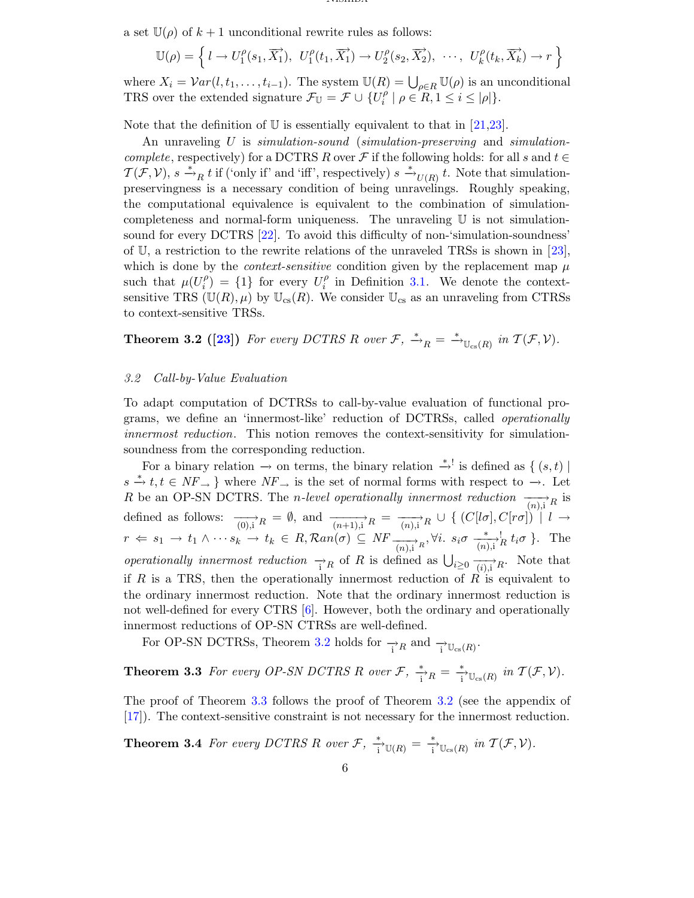a set $\mathbb{U}(\rho)$ of $k+1$ unconditional rewrite rules as follows:

$$\mathbb{U}(\rho) = \left\{ \, l \to U_1^\rho(s_1, \overrightarrow{X_1}), \; U_1^\rho(t_1, \overrightarrow{X_1}) \to U_2^\rho(s_2, \overrightarrow{X_2}), \; \cdots, \; U_k^\rho(t_k, \overrightarrow{X_k}) \to r \, \right\}$$

where $X_i = \mathcal{V}ar(l, t_1, \ldots, t_{i-1})$. The system $\mathbb{U}(R) = \bigcup_{\rho \in R} \mathbb{U}(\rho)$ is an unconditional TRS over the extended signature $\mathcal{F}_\mathbb{U} = \mathcal{F} \cup \{ U_i^\rho \mid \rho \in R, 1 \le i \le |\rho| \}$.

Note that the definition of $\mathbb{U}$ is essentially equivalent to that in [21,23].

An unraveling $U$ is *simulation-sound* (*simulation-preserving* and *simulation-complete*, respectively) for a DCTRS $R$ over $\mathcal{F}$ if the following holds: for all $s$ and $t \in \mathcal{T}(\mathcal{F}, \mathcal{V})$, $s \xrightarrow{*}_R t$ if ('only if' and 'iff', respectively) $s \xrightarrow{*}_{U(R)} t$. Note that simulation-preservingness is a necessary condition of being unravelings. Roughly speaking, the computational equivalence is equivalent to the combination of simulation-completeness and normal-form uniqueness. The unraveling $\mathbb{U}$ is not simulation-sound for every DCTRS [22]. To avoid this difficulty of non-'simulation-soundness' of $\mathbb{U}$, a restriction to the rewrite relations of the unraveled TRSs is shown in [23], which is done by the *context-sensitive* condition given by the replacement map $\mu$ such that $\mu(U_i^\rho) = \{1\}$ for every $U_i^\rho$ in Definition 3.1. We denote the context-sensitive TRS $(\mathbb{U}(R), \mu)$ by $\mathbb{U}_{\rm cs}(R)$. We consider $\mathbb{U}_{\rm cs}$ as an unraveling from CTRSs to context-sensitive TRSs.

**Theorem 3.2 ([23])** *For every DCTRS $R$ over $\mathcal{F}$, $\xrightarrow{*}_R \; = \; \xrightarrow{*}_{\mathbb{U}_{\rm cs}(R)}$ in $\mathcal{T}(\mathcal{F}, \mathcal{V})$.*

### *3.2 Call-by-Value Evaluation*

To adapt computation of DCTRSs to call-by-value evaluation of functional programs, we define an 'innermost-like' reduction of DCTRSs, called *operationally innermost reduction*. This notion removes the context-sensitivity for simulation-soundness from the corresponding reduction.

For a binary relation $\to$ on terms, the binary relation $\xrightarrow{*}^!$ is defined as $\{ \, (s,t) \mid s \xrightarrow{*} t, t \in NF_\to \, \}$ where $NF_\to$ is the set of normal forms with respect to $\to$. Let $R$ be an OP-SN DCTRS. The *n-level operationally innermost reduction* $\xrightarrow[(n),\mathrm{i}]{}_R$ is defined as follows: $\xrightarrow[(0),\mathrm{i}]{}_R = \emptyset$, and $\xrightarrow[(n+1),\mathrm{i}]{}_R = \xrightarrow[(n),\mathrm{i}]{}_R \cup \{ \, (C[l\sigma], C[r\sigma]) \mid l \to r \Leftarrow s_1 \to t_1 \wedge \cdots s_k \to t_k \in R, \mathcal{R}an(\sigma) \subseteq NF_{\xrightarrow[(n),\mathrm{i}]{}_R}, \forall i. \; s_i\sigma \xrightarrow[(n),\mathrm{i}]{*}{}^!_R \, t_i\sigma \, \}$. The *operationally innermost reduction* $\xrightarrow[\mathrm{i}]{}_R$ of $R$ is defined as $\bigcup_{i \ge 0} \xrightarrow[(i),\mathrm{i}]{}_R$. Note that if $R$ is a TRS, then the operationally innermost reduction of $R$ is equivalent to the ordinary innermost reduction. Note that the ordinary innermost reduction is not well-defined for every CTRS [6]. However, both the ordinary and operationally innermost reductions of OP-SN CTRSs are well-defined.

For OP-SN DCTRSs, Theorem 3.2 holds for $\xrightarrow[\mathrm{i}]{}_R$ and $\xrightarrow[\mathrm{i}]{}_{\mathbb{U}_{\rm cs}(R)}$.

**Theorem 3.3** *For every OP-SN DCTRS $R$ over $\mathcal{F}$, $\xrightarrow[\mathrm{i}]{*}_R \; = \; \xrightarrow[\mathrm{i}]{*}_{\mathbb{U}_{\rm cs}(R)}$ in $\mathcal{T}(\mathcal{F}, \mathcal{V})$.*

The proof of Theorem 3.3 follows the proof of Theorem 3.2 (see the appendix of [17]). The context-sensitive constraint is not necessary for the innermost reduction.

**Theorem 3.4** *For every DCTRS $R$ over $\mathcal{F}$, $\xrightarrow[\mathrm{i}]{*}_{\mathbb{U}(R)} \; = \; \xrightarrow[\mathrm{i}]{*}_{\mathbb{U}_{\rm cs}(R)}$ in $\mathcal{T}(\mathcal{F}, \mathcal{V})$.*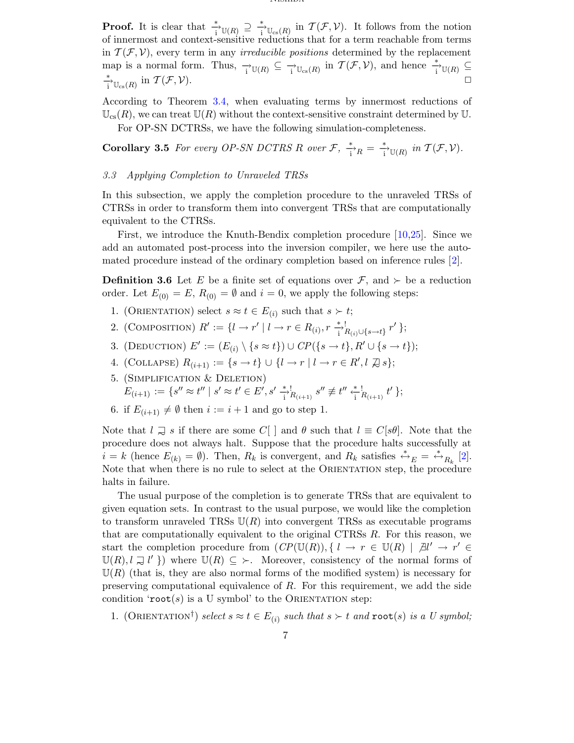**Proof.** It is clear that $\xrightarrow{*}_{\mathrm{i}}{}_{\mathbb{U}(R)} \supseteq \xrightarrow{*}_{\mathrm{i}}{}_{\mathbb{U}_{\mathrm{cs}}(R)}$ in $\mathcal{T}(\mathcal{F},\mathcal{V})$. It follows from the notion of innermost and context-sensitive reductions that for a term reachable from terms in $\mathcal{T}(\mathcal{F},\mathcal{V})$, every term in any *irreducible positions* determined by the replacement map is a normal form. Thus, $\xrightarrow[\mathrm{i}]{}_{\mathbb{U}(R)} \subseteq \xrightarrow[\mathrm{i}]{}_{\mathbb{U}_{\mathrm{cs}}(R)}$ in $\mathcal{T}(\mathcal{F},\mathcal{V})$, and hence $\xrightarrow{*}_{\mathrm{i}}{}_{\mathbb{U}(R)} \subseteq \xrightarrow{*}_{\mathrm{i}}{}_{\mathbb{U}_{\mathrm{cs}}(R)}$ in $\mathcal{T}(\mathcal{F},\mathcal{V})$. □

According to Theorem 3.4, when evaluating terms by innermost reductions of $\mathbb{U}_{\mathrm{cs}}(R)$, we can treat $\mathbb{U}(R)$ without the context-sensitive constraint determined by $\mathbb{U}$.

For OP-SN DCTRSs, we have the following simulation-completeness.

**Corollary 3.5** *For every OP-SN DCTRS $R$ over $\mathcal{F}$, $\xrightarrow{*}_{\mathrm{i}}{}_{R} = \xrightarrow{*}_{\mathrm{i}}{}_{\mathbb{U}(R)}$ in $\mathcal{T}(\mathcal{F},\mathcal{V})$.*

### 3.3 Applying Completion to Unraveled TRSs

In this subsection, we apply the completion procedure to the unraveled TRSs of CTRSs in order to transform them into convergent TRSs that are computationally equivalent to the CTRSs.

First, we introduce the Knuth-Bendix completion procedure [10,25]. Since we add an automated post-process into the inversion compiler, we here use the automated procedure instead of the ordinary completion based on inference rules [2].

**Definition 3.6** Let $E$ be a finite set of equations over $\mathcal{F}$, and $\succ$ be a reduction order. Let $E_{(0)} = E$, $R_{(0)} = \emptyset$ and $i = 0$, we apply the following steps:

1. (Orientation) select $s \approx t \in E_{(i)}$ such that $s \succ t$;
2. (Composition) $R' := \{ l \to r' \mid l \to r \in R_{(i)}, r \xrightarrow{*}_{\mathrm{i}}{}^{!}_{R_{(i)} \cup \{s \to t\}} r' \}$;
3. (Deduction) $E' := (E_{(i)} \setminus \{s \approx t\}) \cup CP(\{s \to t\}, R' \cup \{s \to t\})$;
4. (Collapse) $R_{(i+1)} := \{s \to t\} \cup \{ l \to r \mid l \to r \in R', l \not\sqsupseteq s\}$;
5. (Simplification & Deletion)
$E_{(i+1)} := \{ s'' \approx t'' \mid s' \approx t' \in E', s' \xrightarrow{*}_{\mathrm{i}}{}^{!}_{R_{(i+1)}} s'' \not\equiv t'' \xleftarrow{*}_{\mathrm{i}}{}^{!}_{R_{(i+1)}} t' \}$;
6. if $E_{(i+1)} \neq \emptyset$ then $i := i + 1$ and go to step 1.

Note that $l \sqsupseteq s$ if there are some $C[\;]$ and $\theta$ such that $l \equiv C[s\theta]$. Note that the procedure does not always halt. Suppose that the procedure halts successfully at $i = k$ (hence $E_{(k)} = \emptyset$). Then, $R_k$ is convergent, and $R_k$ satisfies $\xleftrightarrow{*}_{E} = \xleftrightarrow{*}_{R_k}$ [2]. Note that when there is no rule to select at the Orientation step, the procedure halts in failure.

The usual purpose of the completion is to generate TRSs that are equivalent to given equation sets. In contrast to the usual purpose, we would like the completion to transform unraveled TRSs $\mathbb{U}(R)$ into convergent TRSs as executable programs that are computationally equivalent to the original CTRSs $R$. For this reason, we start the completion procedure from $(CP(\mathbb{U}(R)), \{ l \to r \in \mathbb{U}(R) \mid \nexists l' \to r' \in \mathbb{U}(R), l \sqsupseteq l' \})$ where $\mathbb{U}(R) \subseteq \succ$. Moreover, consistency of the normal forms of $\mathbb{U}(R)$ (that is, they are also normal forms of the modified system) is necessary for preserving computational equivalence of $R$. For this requirement, we add the side condition '$\mathtt{root}(s)$ is a U symbol' to the Orientation step:

1. (Orientation$^{\dagger}$) *select $s \approx t \in E_{(i)}$ such that $s \succ t$ and $\mathtt{root}(s)$ is a U symbol;*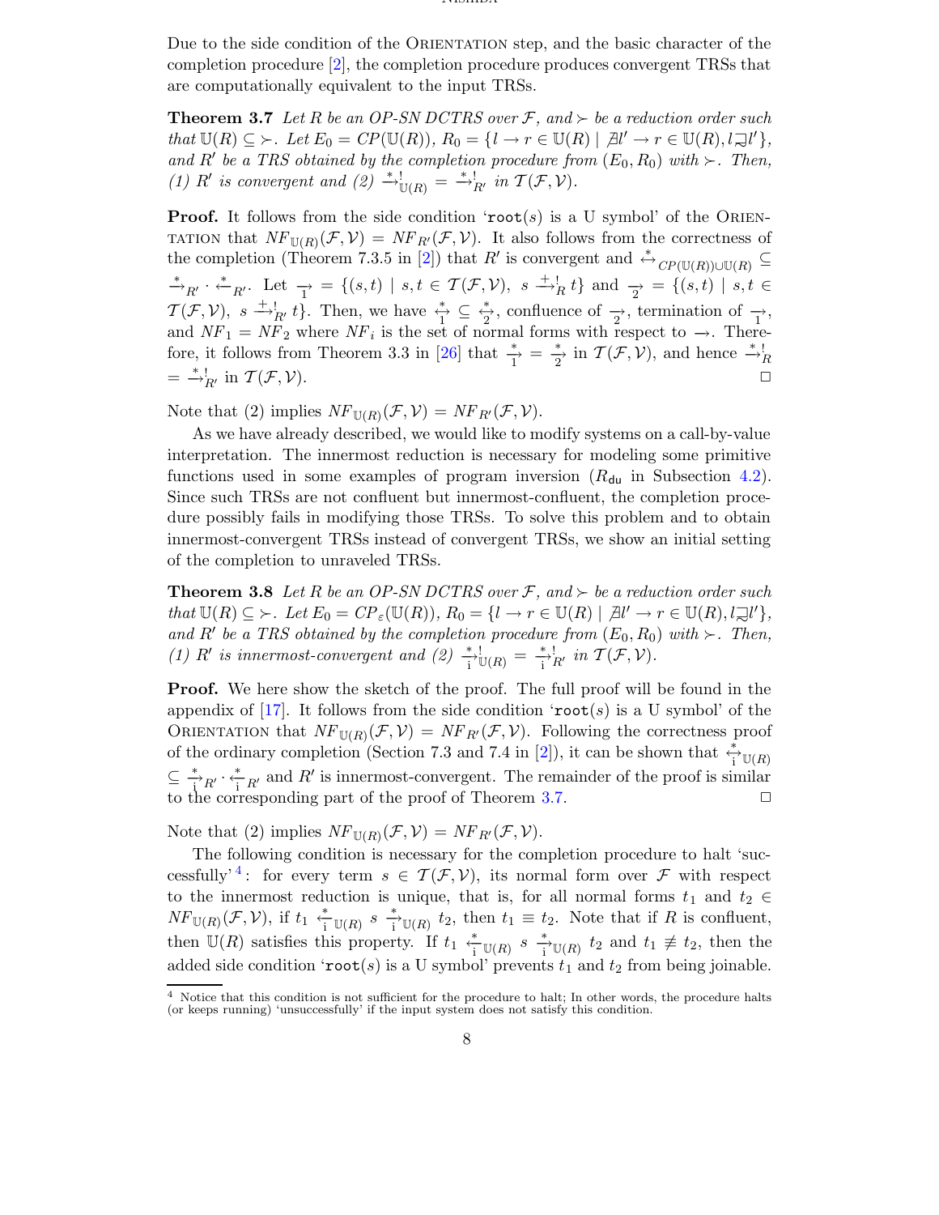Due to the side condition of the ORIENTATION step, and the basic character of the completion procedure [2], the completion procedure produces convergent TRSs that are computationally equivalent to the input TRSs.

**Theorem 3.7** *Let $R$ be an OP-SN DCTRS over $\mathcal{F}$, and $\succ$ be a reduction order such that $\mathbb{U}(R) \subseteq \succ$. Let $E_0 = CP(\mathbb{U}(R))$, $R_0 = \{l \to r \in \mathbb{U}(R) \mid \nexists l' \to r \in \mathbb{U}(R), l \sqsupset l'\}$, and $R'$ be a TRS obtained by the completion procedure from $(E_0, R_0)$ with $\succ$. Then, (1) $R'$ is convergent and (2) $\xrightarrow{*}\!{}^{!}_{\mathbb{U}(R)} = \xrightarrow{*}\!{}^{!}_{R'}$ in $\mathcal{T}(\mathcal{F}, \mathcal{V})$.*

**Proof.** It follows from the side condition '`root`$(s)$ is a U symbol' of the ORIENTATION that $NF_{\mathbb{U}(R)}(\mathcal{F}, \mathcal{V}) = NF_{R'}(\mathcal{F}, \mathcal{V})$. It also follows from the correctness of the completion (Theorem 7.3.5 in [2]) that $R'$ is convergent and $\xleftrightarrow{*}_{CP(\mathbb{U}(R)) \cup \mathbb{U}(R)} \subseteq \xrightarrow{*}_{R'} \cdot \xleftarrow{*}_{R'}$. Let $\underset{1}{\rightarrow} = \{(s,t) \mid s,t \in \mathcal{T}(\mathcal{F}, \mathcal{V}),\ s \xrightarrow{+}\!{}^{!}_{R} t\}$ and $\underset{2}{\rightarrow} = \{(s,t) \mid s,t \in \mathcal{T}(\mathcal{F}, \mathcal{V}),\ s \xrightarrow{+}\!{}^{!}_{R'} t\}$. Then, we have $\underset{1}{\overset{*}{\leftrightarrow}} \subseteq \underset{2}{\overset{*}{\leftrightarrow}}$, confluence of $\underset{2}{\rightarrow}$, termination of $\underset{1}{\rightarrow}$, and $NF_1 = NF_2$ where $NF_i$ is the set of normal forms with respect to $\rightarrow$. Therefore, it follows from Theorem 3.3 in [26] that $\underset{1}{\overset{*}{\rightarrow}} = \underset{2}{\overset{*}{\rightarrow}}$ in $\mathcal{T}(\mathcal{F}, \mathcal{V})$, and hence $\xrightarrow{*}\!{}^{!}_{R} = \xrightarrow{*}\!{}^{!}_{R'}$ in $\mathcal{T}(\mathcal{F}, \mathcal{V})$. □

Note that (2) implies $NF_{\mathbb{U}(R)}(\mathcal{F}, \mathcal{V}) = NF_{R'}(\mathcal{F}, \mathcal{V})$.

As we have already described, we would like to modify systems on a call-by-value interpretation. The innermost reduction is necessary for modeling some primitive functions used in some examples of program inversion ($R_{\mathtt{du}}$ in Subsection 4.2). Since such TRSs are not confluent but innermost-confluent, the completion procedure possibly fails in modifying those TRSs. To solve this problem and to obtain innermost-convergent TRSs instead of convergent TRSs, we show an initial setting of the completion to unraveled TRSs.

**Theorem 3.8** *Let $R$ be an OP-SN DCTRS over $\mathcal{F}$, and $\succ$ be a reduction order such that $\mathbb{U}(R) \subseteq \succ$. Let $E_0 = CP_\varepsilon(\mathbb{U}(R))$, $R_0 = \{l \to r \in \mathbb{U}(R) \mid \nexists l' \to r \in \mathbb{U}(R), l \sqsupset l'\}$, and $R'$ be a TRS obtained by the completion procedure from $(E_0, R_0)$ with $\succ$. Then, (1) $R'$ is innermost-convergent and (2) $\underset{\mathrm{i}}{\xrightarrow{*}}\!{}^{!}_{\mathbb{U}(R)} = \underset{\mathrm{i}}{\xrightarrow{*}}\!{}^{!}_{R'}$ in $\mathcal{T}(\mathcal{F}, \mathcal{V})$.*

**Proof.** We here show the sketch of the proof. The full proof will be found in the appendix of [17]. It follows from the side condition '`root`$(s)$ is a U symbol' of the ORIENTATION that $NF_{\mathbb{U}(R)}(\mathcal{F}, \mathcal{V}) = NF_{R'}(\mathcal{F}, \mathcal{V})$. Following the correctness proof of the ordinary completion (Section 7.3 and 7.4 in [2]), it can be shown that $\underset{\mathrm{i}}{\overset{*}{\leftrightarrow}}_{\mathbb{U}(R)} \subseteq \underset{\mathrm{i}}{\xrightarrow{*}}_{R'} \cdot \underset{\mathrm{i}}{\xleftarrow{*}}_{R'}$ and $R'$ is innermost-convergent. The remainder of the proof is similar to the corresponding part of the proof of Theorem 3.7. □

Note that (2) implies $NF_{\mathbb{U}(R)}(\mathcal{F}, \mathcal{V}) = NF_{R'}(\mathcal{F}, \mathcal{V})$.

The following condition is necessary for the completion procedure to halt 'successfully'[4]: for every term $s \in \mathcal{T}(\mathcal{F}, \mathcal{V})$, its normal form over $\mathcal{F}$ with respect to the innermost reduction is unique, that is, for all normal forms $t_1$ and $t_2 \in NF_{\mathbb{U}(R)}(\mathcal{F}, \mathcal{V})$, if $t_1 \underset{\mathrm{i}}{\xleftarrow{*}}_{\mathbb{U}(R)} s \underset{\mathrm{i}}{\xrightarrow{*}}_{\mathbb{U}(R)} t_2$, then $t_1 \equiv t_2$. Note that if $R$ is confluent, then $\mathbb{U}(R)$ satisfies this property. If $t_1 \underset{\mathrm{i}}{\xleftarrow{*}}_{\mathbb{U}(R)} s \underset{\mathrm{i}}{\xrightarrow{*}}_{\mathbb{U}(R)} t_2$ and $t_1 \not\equiv t_2$, then the added side condition '`root`$(s)$ is a U symbol' prevents $t_1$ and $t_2$ from being joinable.

[4] Notice that this condition is not sufficient for the procedure to halt; In other words, the procedure halts (or keeps running) 'unsuccessfully' if the input system does not satisfy this condition.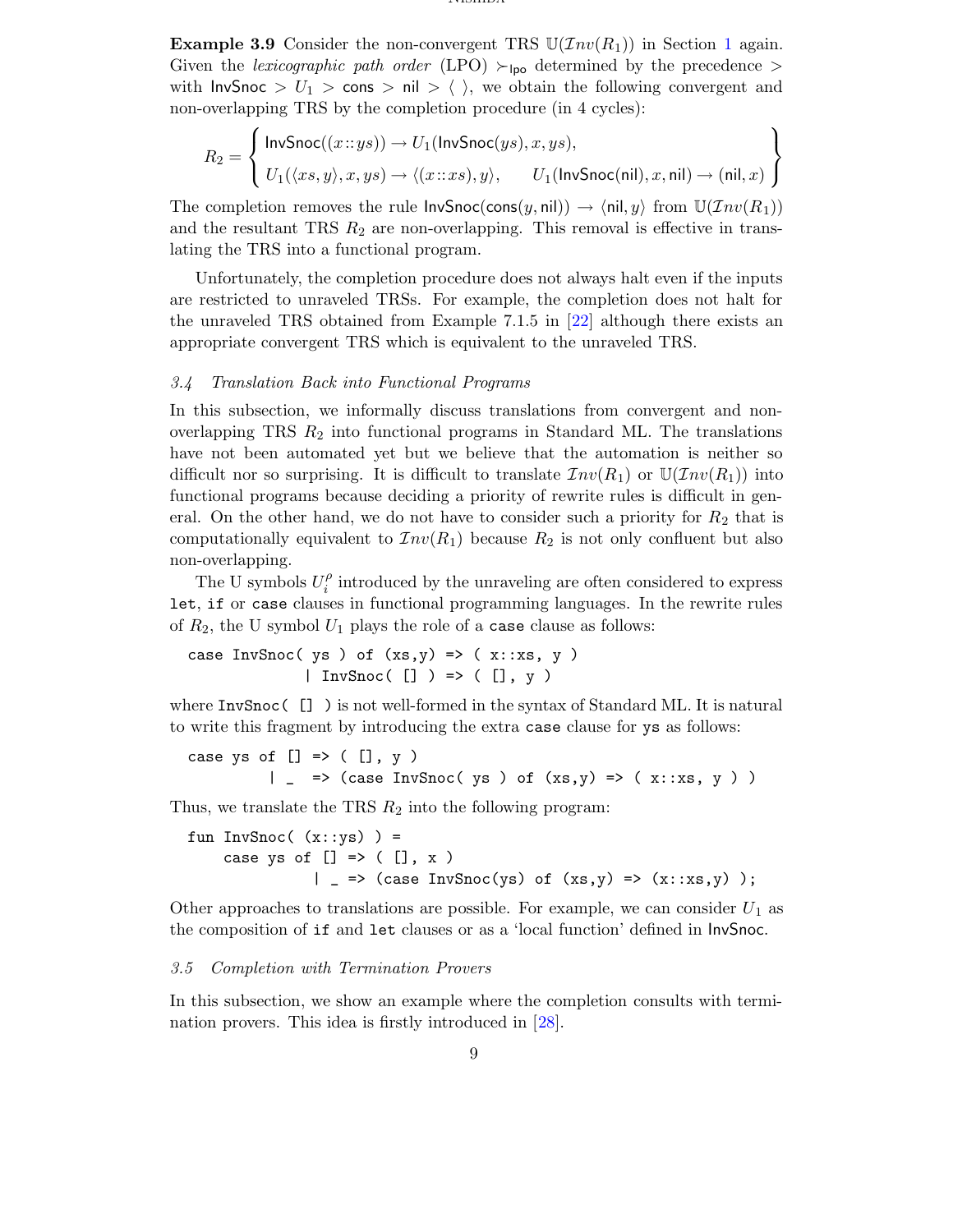**Example 3.9** Consider the non-convergent TRS $\mathbb{U}(\mathcal{I}nv(R_1))$ in Section 1 again. Given the *lexicographic path order* (LPO) $\succ_{\mathsf{lpo}}$ determined by the precedence $>$ with $\mathsf{InvSnoc} > U_1 > \mathsf{cons} > \mathsf{nil} > \langle\ \rangle$, we obtain the following convergent and non-overlapping TRS by the completion procedure (in 4 cycles):

$$R_2 = \left\{ \begin{array}{l} \mathsf{InvSnoc}((x :: ys)) \to U_1(\mathsf{InvSnoc}(ys), x, ys), \\ U_1(\langle xs, y\rangle, x, ys) \to \langle (x :: xs), y\rangle, \qquad U_1(\mathsf{InvSnoc}(\mathsf{nil}), x, \mathsf{nil}) \to (\mathsf{nil}, x) \end{array} \right\}$$

The completion removes the rule $\mathsf{InvSnoc}(\mathsf{cons}(y, \mathsf{nil})) \to \langle \mathsf{nil}, y\rangle$ from $\mathbb{U}(\mathcal{I}nv(R_1))$ and the resultant TRS $R_2$ are non-overlapping. This removal is effective in translating the TRS into a functional program.

Unfortunately, the completion procedure does not always halt even if the inputs are restricted to unraveled TRSs. For example, the completion does not halt for the unraveled TRS obtained from Example 7.1.5 in [22] although there exists an appropriate convergent TRS which is equivalent to the unraveled TRS.

### *3.4 Translation Back into Functional Programs*

In this subsection, we informally discuss translations from convergent and non-overlapping TRS $R_2$ into functional programs in Standard ML. The translations have not been automated yet but we believe that the automation is neither so difficult nor so surprising. It is difficult to translate $\mathcal{I}nv(R_1)$ or $\mathbb{U}(\mathcal{I}nv(R_1))$ into functional programs because deciding a priority of rewrite rules is difficult in general. On the other hand, we do not have to consider such a priority for $R_2$ that is computationally equivalent to $\mathcal{I}nv(R_1)$ because $R_2$ is not only confluent but also non-overlapping.

The U symbols $U^\rho_i$ introduced by the unraveling are often considered to express `let`, `if` or `case` clauses in functional programming languages. In the rewrite rules of $R_2$, the U symbol $U_1$ plays the role of a `case` clause as follows:

```
case InvSnoc( ys ) of (xs,y) => ( x::xs, y )
               | InvSnoc( [] ) => ( [], y )
```

where `InvSnoc( [] )` is not well-formed in the syntax of Standard ML. It is natural to write this fragment by introducing the extra `case` clause for `ys` as follows:

```
case ys of [] => ( [], y )
         | _  => (case InvSnoc( ys ) of (xs,y) => ( x::xs, y ) )
```

Thus, we translate the TRS $R_2$ into the following program:

```
fun InvSnoc( (x::ys) ) =
    case ys of [] => ( [], x )
             | _ => (case InvSnoc(ys) of (xs,y) => (x::xs,y) );
```

Other approaches to translations are possible. For example, we can consider $U_1$ as the composition of `if` and `let` clauses or as a 'local function' defined in $\mathsf{InvSnoc}$.

### *3.5 Completion with Termination Provers*

In this subsection, we show an example where the completion consults with termination provers. This idea is firstly introduced in [28].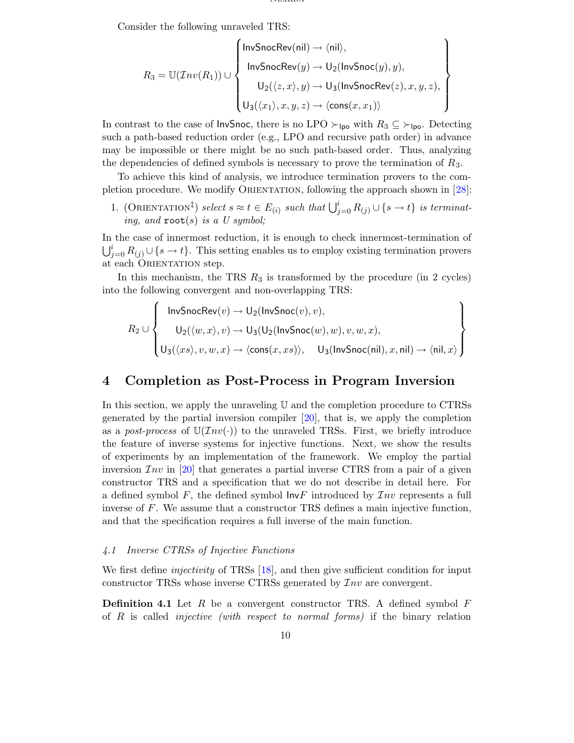Consider the following unraveled TRS:

$$R_3 = \mathbb{U}(\mathcal{I}nv(R_1)) \cup \left\{ \begin{array}{c} \mathsf{InvSnocRev}(\mathsf{nil}) \rightarrow \langle \mathsf{nil} \rangle, \\ \mathsf{InvSnocRev}(y) \rightarrow \mathsf{U}_2(\mathsf{InvSnoc}(y), y), \\ \mathsf{U}_2(\langle z, x \rangle, y) \rightarrow \mathsf{U}_3(\mathsf{InvSnocRev}(z), x, y, z), \\ \mathsf{U}_3(\langle x_1 \rangle, x, y, z) \rightarrow \langle \mathsf{cons}(x, x_1) \rangle \end{array} \right\}$$

In contrast to the case of InvSnoc, there is no LPO $\succ_{\mathsf{lpo}}$ with $R_3 \subseteq \succ_{\mathsf{lpo}}$. Detecting such a path-based reduction order (e.g., LPO and recursive path order) in advance may be impossible or there might be no such path-based order. Thus, analyzing the dependencies of defined symbols is necessary to prove the termination of $R_3$.

To achieve this kind of analysis, we introduce termination provers to the completion procedure. We modify Orientation, following the approach shown in [28]:

1. (Orientation$^{\ddagger}$) *select $s \approx t \in E_{(i)}$ such that $\bigcup_{j=0}^{i} R_{(j)} \cup \{s \rightarrow t\}$ is terminating, and $\mathtt{root}(s)$ is a U symbol;*

In the case of innermost reduction, it is enough to check innermost-termination of $\bigcup_{j=0}^{i} R_{(j)} \cup \{s \rightarrow t\}$. This setting enables us to employ existing termination provers at each Orientation step.

In this mechanism, the TRS $R_3$ is transformed by the procedure (in 2 cycles) into the following convergent and non-overlapping TRS:

$$R_2 \cup \left\{ \begin{array}{c} \mathsf{InvSnocRev}(v) \rightarrow \mathsf{U}_2(\mathsf{InvSnoc}(v), v), \\ \mathsf{U}_2(\langle w, x \rangle, v) \rightarrow \mathsf{U}_3(\mathsf{U}_2(\mathsf{InvSnoc}(w), w), v, w, x), \\ \mathsf{U}_3(\langle xs \rangle, v, w, x) \rightarrow \langle \mathsf{cons}(x, xs) \rangle, \quad \mathsf{U}_3(\mathsf{InvSnoc}(\mathsf{nil}), x, \mathsf{nil}) \rightarrow \langle \mathsf{nil}, x \rangle \end{array} \right\}$$

## 4 Completion as Post-Process in Program Inversion

In this section, we apply the unraveling $\mathbb{U}$ and the completion procedure to CTRSs generated by the partial inversion compiler [20], that is, we apply the completion as a *post-process* of $\mathbb{U}(\mathcal{I}nv(\cdot))$ to the unraveled TRSs. First, we briefly introduce the feature of inverse systems for injective functions. Next, we show the results of experiments by an implementation of the framework. We employ the partial inversion $\mathcal{I}nv$ in [20] that generates a partial inverse CTRS from a pair of a given constructor TRS and a specification that we do not describe in detail here. For a defined symbol $F$, the defined symbol $\mathsf{Inv}F$ introduced by $\mathcal{I}nv$ represents a full inverse of $F$. We assume that a constructor TRS defines a main injective function, and that the specification requires a full inverse of the main function.

### *4.1 Inverse CTRSs of Injective Functions*

We first define *injectivity* of TRSs [18], and then give sufficient condition for input constructor TRSs whose inverse CTRSs generated by $\mathcal{I}nv$ are convergent.

**Definition 4.1** Let $R$ be a convergent constructor TRS. A defined symbol $F$ of $R$ is called *injective (with respect to normal forms)* if the binary relation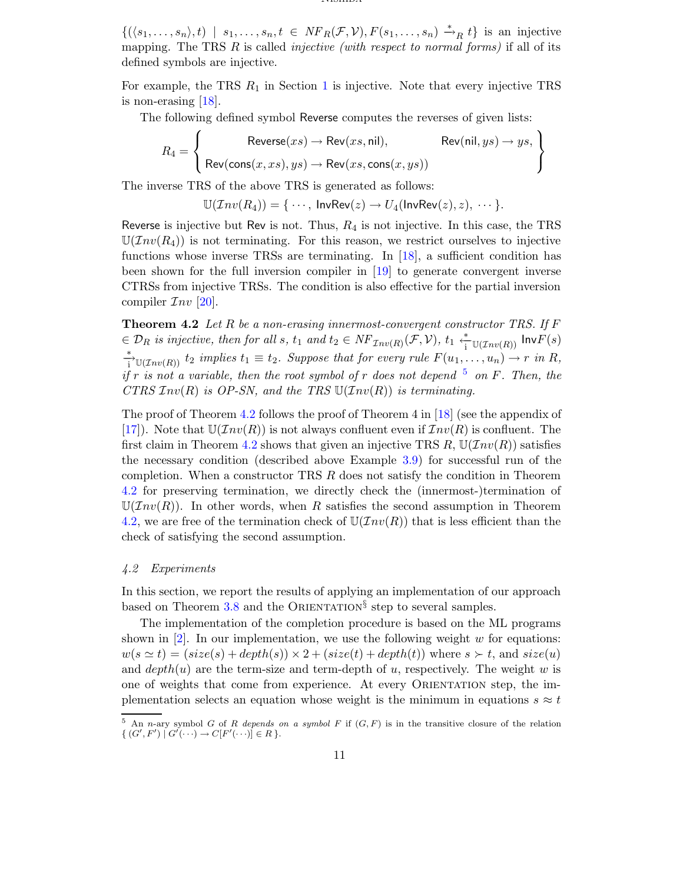$\{(\langle s_1,\ldots,s_n\rangle,t) \mid s_1,\ldots,s_n,t \in NF_R(\mathcal{F},\mathcal{V}), F(s_1,\ldots,s_n) \xrightarrow{*}_R t\}$ is an injective mapping. The TRS $R$ is called *injective (with respect to normal forms)* if all of its defined symbols are injective.

For example, the TRS $R_1$ in Section 1 is injective. Note that every injective TRS is non-erasing [18].

The following defined symbol Reverse computes the reverses of given lists:

$$R_4 = \left\{ \begin{array}{cc} \mathsf{Reverse}(xs) \to \mathsf{Rev}(xs,\mathsf{nil}), & \mathsf{Rev}(\mathsf{nil},ys) \to ys, \\ \mathsf{Rev}(\mathsf{cons}(x,xs),ys) \to \mathsf{Rev}(xs,\mathsf{cons}(x,ys)) & \end{array} \right\}$$

The inverse TRS of the above TRS is generated as follows:

$$\mathbb{U}(\mathcal{I}nv(R_4)) = \{ \cdots,\ \mathsf{InvRev}(z) \to U_4(\mathsf{InvRev}(z),z),\ \cdots \}.$$

Reverse is injective but Rev is not. Thus, $R_4$ is not injective. In this case, the TRS $\mathbb{U}(\mathcal{I}nv(R_4))$ is not terminating. For this reason, we restrict ourselves to injective functions whose inverse TRSs are terminating. In [18], a sufficient condition has been shown for the full inversion compiler in [19] to generate convergent inverse CTRSs from injective TRSs. The condition is also effective for the partial inversion compiler $\mathcal{I}nv$ [20].

**Theorem 4.2** *Let $R$ be a non-erasing innermost-convergent constructor TRS. If $F \in \mathcal{D}_R$ is injective, then for all $s$, $t_1$ and $t_2 \in NF_{\mathcal{I}nv(R)}(\mathcal{F},\mathcal{V})$, $t_1 \xleftarrow{*}_{\mathrm{i}\ \mathbb{U}(\mathcal{I}nv(R))} \mathsf{Inv}F(s) \xrightarrow{*}_{\mathrm{i}\ \mathbb{U}(\mathcal{I}nv(R))} t_2$ implies $t_1 \equiv t_2$. Suppose that for every rule $F(u_1,\ldots,u_n) \to r$ in $R$, if $r$ is not a variable, then the root symbol of $r$ does not depend [5] on $F$. Then, the CTRS $\mathcal{I}nv(R)$ is OP-SN, and the TRS $\mathbb{U}(\mathcal{I}nv(R))$ is terminating.*

The proof of Theorem 4.2 follows the proof of Theorem 4 in [18] (see the appendix of [17]). Note that $\mathbb{U}(\mathcal{I}nv(R))$ is not always confluent even if $\mathcal{I}nv(R)$ is confluent. The first claim in Theorem 4.2 shows that given an injective TRS $R$, $\mathbb{U}(\mathcal{I}nv(R))$ satisfies the necessary condition (described above Example 3.9) for successful run of the completion. When a constructor TRS $R$ does not satisfy the condition in Theorem 4.2 for preserving termination, we directly check the (innermost-)termination of $\mathbb{U}(\mathcal{I}nv(R))$. In other words, when $R$ satisfies the second assumption in Theorem 4.2, we are free of the termination check of $\mathbb{U}(\mathcal{I}nv(R))$ that is less efficient than the check of satisfying the second assumption.

### *4.2 Experiments*

In this section, we report the results of applying an implementation of our approach based on Theorem 3.8 and the ORIENTATION§ step to several samples.

The implementation of the completion procedure is based on the ML programs shown in [2]. In our implementation, we use the following weight $w$ for equations: $w(s \simeq t) = (size(s) + depth(s)) \times 2 + (size(t) + depth(t))$ where $s \succ t$, and $size(u)$ and $depth(u)$ are the term-size and term-depth of $u$, respectively. The weight $w$ is one of weights that come from experience. At every ORIENTATION step, the implementation selects an equation whose weight is the minimum in equations $s \approx t$

[5] An $n$-ary symbol $G$ of $R$ *depends on a symbol* $F$ if $(G,F)$ is in the transitive closure of the relation $\{ (G',F') \mid G'(\cdots) \to C[F'(\cdots)] \in R \}$.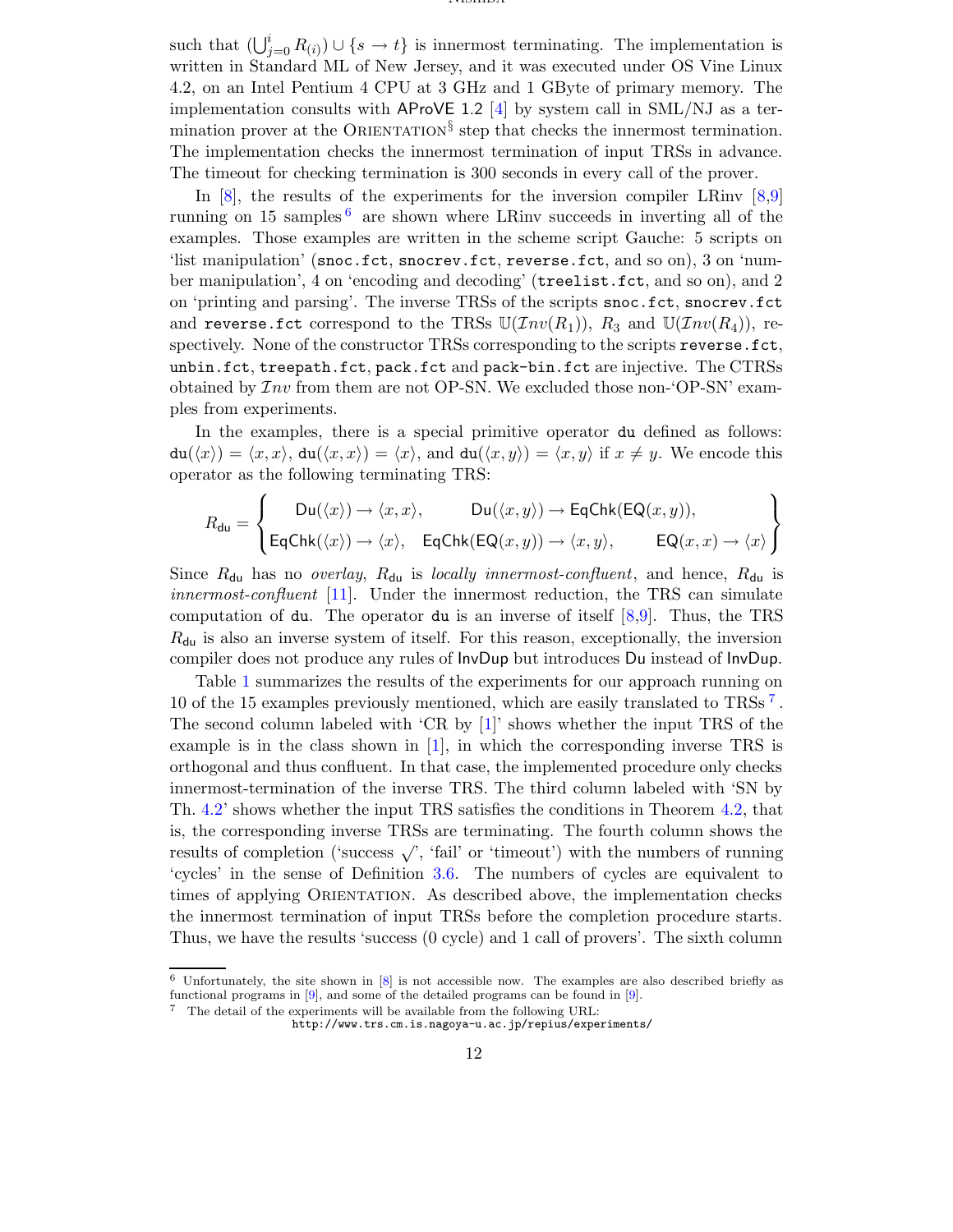such that $(\bigcup_{j=0}^{i} R_{(i)}) \cup \{s \to t\}$ is innermost terminating. The implementation is written in Standard ML of New Jersey, and it was executed under OS Vine Linux 4.2, on an Intel Pentium 4 CPU at 3 GHz and 1 GByte of primary memory. The implementation consults with AProVE 1.2 [4] by system call in SML/NJ as a termination prover at the ORIENTATION[§] step that checks the innermost termination. The implementation checks the innermost termination of input TRSs in advance. The timeout for checking termination is 300 seconds in every call of the prover.

In [8], the results of the experiments for the inversion compiler LRinv [8,9] running on 15 samples[6] are shown where LRinv succeeds in inverting all of the examples. Those examples are written in the scheme script Gauche: 5 scripts on 'list manipulation' (`snoc.fct`, `snocrev.fct`, `reverse.fct`, and so on), 3 on 'number manipulation', 4 on 'encoding and decoding' (`treelist.fct`, and so on), and 2 on 'printing and parsing'. The inverse TRSs of the scripts `snoc.fct`, `snocrev.fct` and `reverse.fct` correspond to the TRSs $\mathbb{U}(\mathcal{I}nv(R_1))$, $R_3$ and $\mathbb{U}(\mathcal{I}nv(R_4))$, respectively. None of the constructor TRSs corresponding to the scripts `reverse.fct`, `unbin.fct`, `treepath.fct`, `pack.fct` and `pack-bin.fct` are injective. The CTRSs obtained by $\mathcal{I}nv$ from them are not OP-SN. We excluded those non-'OP-SN' examples from experiments.

In the examples, there is a special primitive operator $\mathsf{du}$ defined as follows: $\mathsf{du}(\langle x\rangle) = \langle x, x\rangle$, $\mathsf{du}(\langle x, x\rangle) = \langle x\rangle$, and $\mathsf{du}(\langle x, y\rangle) = \langle x, y\rangle$ if $x \neq y$. We encode this operator as the following terminating TRS:

$$R_{\mathsf{du}} = \left\{ \begin{array}{ccc} \mathsf{Du}(\langle x\rangle) \to \langle x, x\rangle, & \mathsf{Du}(\langle x, y\rangle) \to \mathsf{EqChk}(\mathsf{EQ}(x, y)), & \\ \mathsf{EqChk}(\langle x\rangle) \to \langle x\rangle, & \mathsf{EqChk}(\mathsf{EQ}(x, y)) \to \langle x, y\rangle, & \mathsf{EQ}(x, x) \to \langle x\rangle \end{array} \right\}$$

Since $R_{\mathsf{du}}$ has no *overlay*, $R_{\mathsf{du}}$ is *locally innermost-confluent*, and hence, $R_{\mathsf{du}}$ is *innermost-confluent* [11]. Under the innermost reduction, the TRS can simulate computation of $\mathsf{du}$. The operator $\mathsf{du}$ is an inverse of itself [8,9]. Thus, the TRS $R_{\mathsf{du}}$ is also an inverse system of itself. For this reason, exceptionally, the inversion compiler does not produce any rules of $\mathsf{InvDup}$ but introduces $\mathsf{Du}$ instead of $\mathsf{InvDup}$.

Table 1 summarizes the results of the experiments for our approach running on 10 of the 15 examples previously mentioned, which are easily translated to TRSs[7]. The second column labeled with 'CR by [1]' shows whether the input TRS of the example is in the class shown in [1], in which the corresponding inverse TRS is orthogonal and thus confluent. In that case, the implemented procedure only checks innermost-termination of the inverse TRS. The third column labeled with 'SN by Th. 4.2' shows whether the input TRS satisfies the conditions in Theorem 4.2, that is, the corresponding inverse TRSs are terminating. The fourth column shows the results of completion ('success $\surd$', 'fail' or 'timeout') with the numbers of running 'cycles' in the sense of Definition 3.6. The numbers of cycles are equivalent to times of applying ORIENTATION. As described above, the implementation checks the innermost termination of input TRSs before the completion procedure starts. Thus, we have the results 'success (0 cycle) and 1 call of provers'. The sixth column

[6] Unfortunately, the site shown in [8] is not accessible now. The examples are also described briefly as functional programs in [9], and some of the detailed programs can be found in [9].

[7] The detail of the experiments will be available from the following URL: http://www.trs.cm.is.nagoya-u.ac.jp/repius/experiments/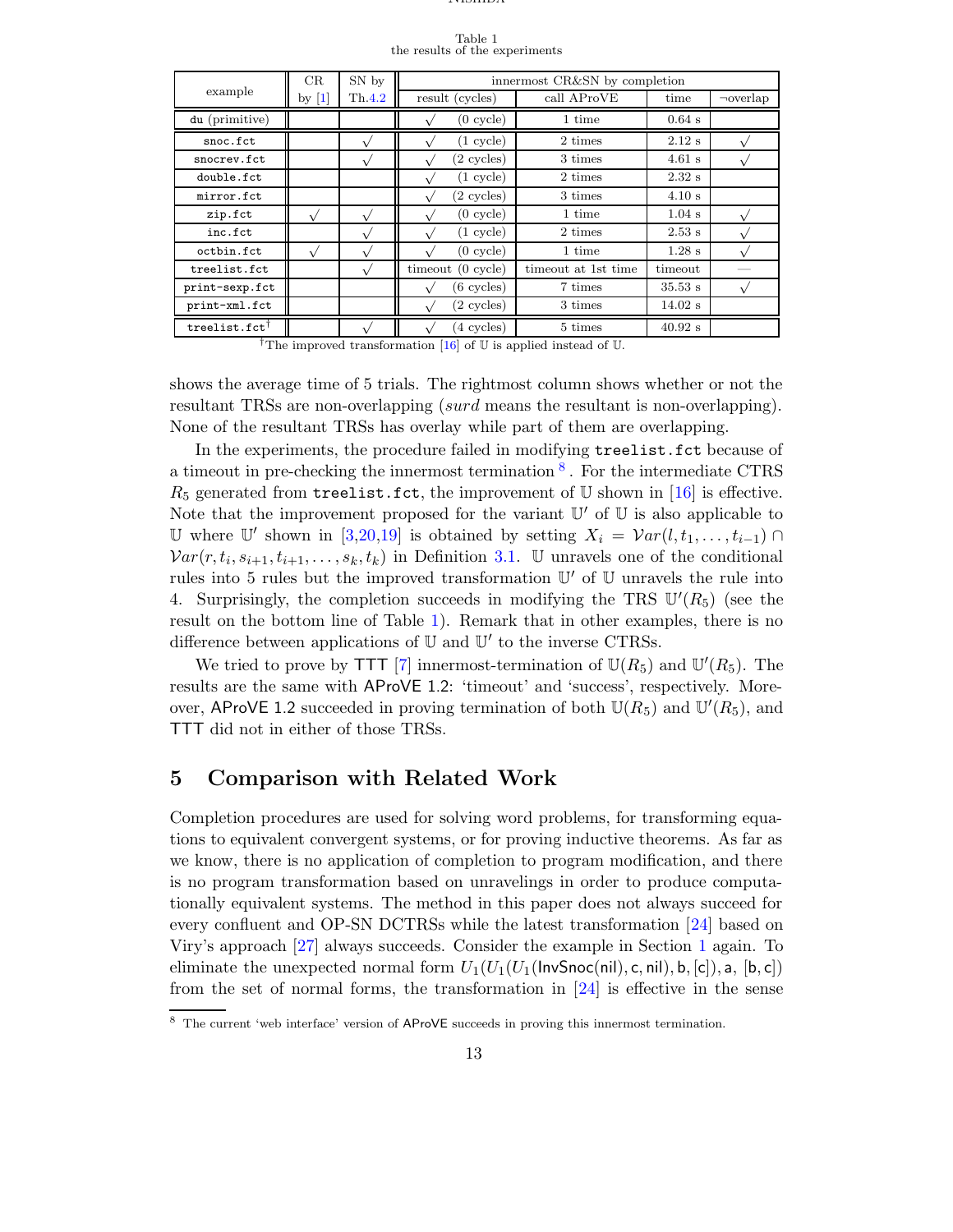Table 1
the results of the experiments

| example | CR by [1] | SN by Th.4.2 | innermost CR&SN by completion | | | |
|---|---|---|---|---|---|---|
| | | | result (cycles) | call AProVE | time | ¬overlap |
| du (primitive) | | | √ (0 cycle) | 1 time | 0.64 s | |
| snoc.fct | | √ | √ (1 cycle) | 2 times | 2.12 s | √ |
| snocrev.fct | | √ | √ (2 cycles) | 3 times | 4.61 s | √ |
| double.fct | | | √ (1 cycle) | 2 times | 2.32 s | |
| mirror.fct | | | √ (2 cycles) | 3 times | 4.10 s | |
| zip.fct | √ | √ | √ (0 cycle) | 1 time | 1.04 s | √ |
| inc.fct | | √ | √ (1 cycle) | 2 times | 2.53 s | √ |
| octbin.fct | √ | √ | √ (0 cycle) | 1 time | 1.28 s | √ |
| treelist.fct | | √ | timeout (0 cycle) | timeout at 1st time | timeout | — |
| print-sexp.fct | | | √ (6 cycles) | 7 times | 35.53 s | √ |
| print-xml.fct | | | √ (2 cycles) | 3 times | 14.02 s | |
| treelist.fct† | | √ | √ (4 cycles) | 5 times | 40.92 s | |

†The improved transformation [16] of $\mathbb{U}$ is applied instead of $\mathbb{U}$.

shows the average time of 5 trials. The rightmost column shows whether or not the resultant TRSs are non-overlapping (*surd* means the resultant is non-overlapping). None of the resultant TRSs has overlay while part of them are overlapping.

In the experiments, the procedure failed in modifying `treelist.fct` because of a timeout in pre-checking the innermost termination [8]. For the intermediate CTRS $R_5$ generated from `treelist.fct`, the improvement of $\mathbb{U}$ shown in [16] is effective. Note that the improvement proposed for the variant $\mathbb{U}'$ of $\mathbb{U}$ is also applicable to $\mathbb{U}$ where $\mathbb{U}'$ shown in [3,20,19] is obtained by setting $X_i = \mathcal{V}ar(l, t_1, \ldots, t_{i-1}) \cap \mathcal{V}ar(r, t_i, s_{i+1}, t_{i+1}, \ldots, s_k, t_k)$ in Definition 3.1. $\mathbb{U}$ unravels one of the conditional rules into 5 rules but the improved transformation $\mathbb{U}'$ of $\mathbb{U}$ unravels the rule into 4. Surprisingly, the completion succeeds in modifying the TRS $\mathbb{U}'(R_5)$ (see the result on the bottom line of Table 1). Remark that in other examples, there is no difference between applications of $\mathbb{U}$ and $\mathbb{U}'$ to the inverse CTRSs.

We tried to prove by TTT [7] innermost-termination of $\mathbb{U}(R_5)$ and $\mathbb{U}'(R_5)$. The results are the same with AProVE 1.2: 'timeout' and 'success', respectively. Moreover, AProVE 1.2 succeeded in proving termination of both $\mathbb{U}(R_5)$ and $\mathbb{U}'(R_5)$, and TTT did not in either of those TRSs.

## 5 Comparison with Related Work

Completion procedures are used for solving word problems, for transforming equations to equivalent convergent systems, or for proving inductive theorems. As far as we know, there is no application of completion to program modification, and there is no program transformation based on unravelings in order to produce computationally equivalent systems. The method in this paper does not always succeed for every confluent and OP-SN DCTRSs while the latest transformation [24] based on Viry's approach [27] always succeeds. Consider the example in Section 1 again. To eliminate the unexpected normal form $U_1(U_1(U_1(\mathsf{InvSnoc}(\mathsf{nil}), \mathsf{c}, \mathsf{nil}), \mathsf{b}, [\mathsf{c}]), \mathsf{a}, [\mathsf{b}, \mathsf{c}])$ from the set of normal forms, the transformation in [24] is effective in the sense

[8] The current 'web interface' version of AProVE succeeds in proving this innermost termination.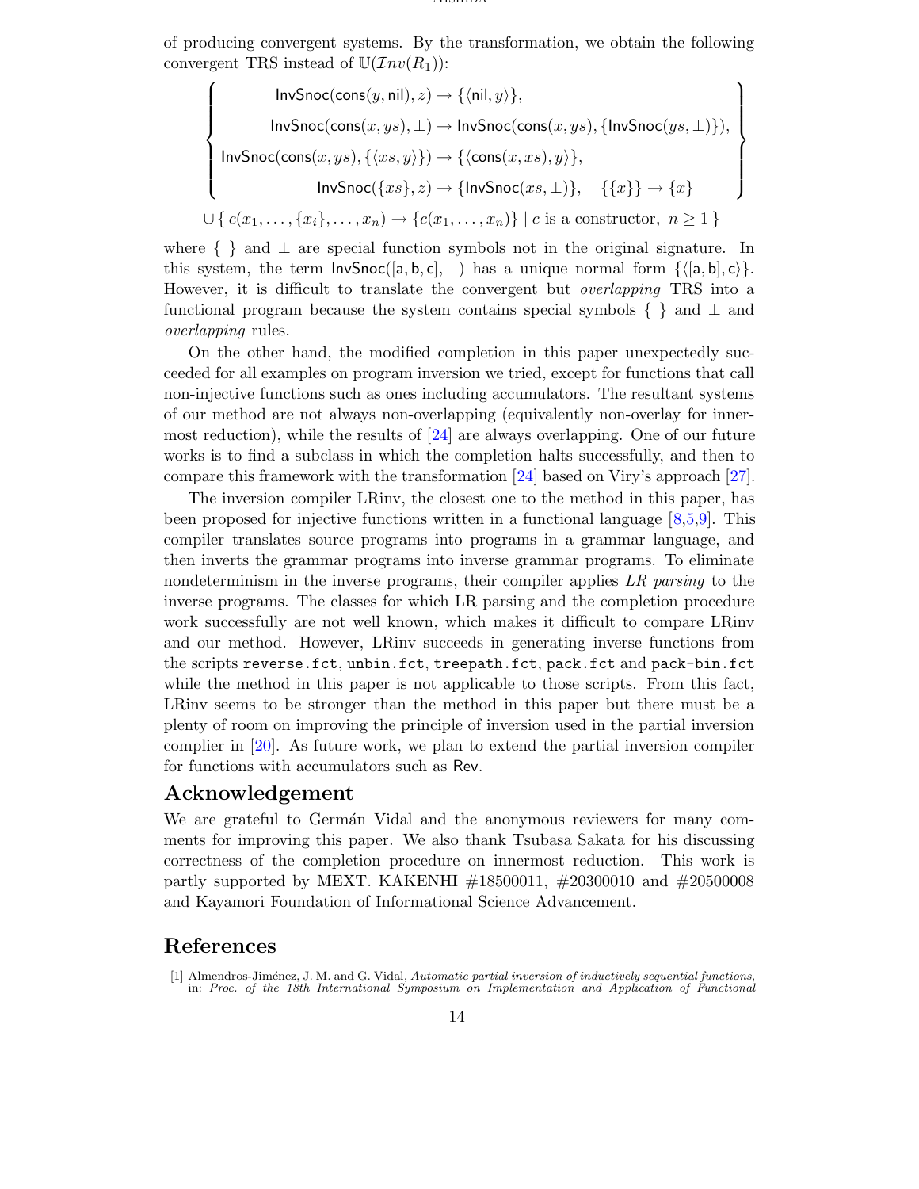of producing convergent systems. By the transformation, we obtain the following convergent TRS instead of $\mathbb{U}(\mathcal{I}nv(R_1))$:

$$
\left\{
\begin{array}{c}
\mathsf{InvSnoc}(\mathsf{cons}(y,\mathsf{nil}),z) \to \{\langle \mathsf{nil}, y\rangle\}, \\
\mathsf{InvSnoc}(\mathsf{cons}(x,ys),\bot) \to \mathsf{InvSnoc}(\mathsf{cons}(x,ys),\{\mathsf{InvSnoc}(ys,\bot)\}), \\
\mathsf{InvSnoc}(\mathsf{cons}(x,ys),\{\langle xs,y\rangle\}) \to \{\langle \mathsf{cons}(x,xs),y\rangle\}, \\
\mathsf{InvSnoc}(\{xs\},z) \to \{\mathsf{InvSnoc}(xs,\bot)\}, \quad \{\{x\}\} \to \{x\}
\end{array}
\right\}
$$

$$
\cup \{ \, c(x_1,\ldots,\{x_i\},\ldots,x_n) \to \{c(x_1,\ldots,x_n)\} \mid c \text{ is a constructor}, \; n \geq 1 \, \}
$$

where $\{ \; \}$ and $\bot$ are special function symbols not in the original signature. In this system, the term $\mathsf{InvSnoc}([\mathsf{a},\mathsf{b},\mathsf{c}],\bot)$ has a unique normal form $\{\langle[\mathsf{a},\mathsf{b}],\mathsf{c}\rangle\}$. However, it is difficult to translate the convergent but *overlapping* TRS into a functional program because the system contains special symbols $\{ \; \}$ and $\bot$ and *overlapping* rules.

On the other hand, the modified completion in this paper unexpectedly succeeded for all examples on program inversion we tried, except for functions that call non-injective functions such as ones including accumulators. The resultant systems of our method are not always non-overlapping (equivalently non-overlay for innermost reduction), while the results of [24] are always overlapping. One of our future works is to find a subclass in which the completion halts successfully, and then to compare this framework with the transformation [24] based on Viry's approach [27].

The inversion compiler LRinv, the closest one to the method in this paper, has been proposed for injective functions written in a functional language [8,5,9]. This compiler translates source programs into programs in a grammar language, and then inverts the grammar programs into inverse grammar programs. To eliminate nondeterminism in the inverse programs, their compiler applies *LR parsing* to the inverse programs. The classes for which LR parsing and the completion procedure work successfully are not well known, which makes it difficult to compare LRinv and our method. However, LRinv succeeds in generating inverse functions from the scripts `reverse.fct`, `unbin.fct`, `treepath.fct`, `pack.fct` and `pack-bin.fct` while the method in this paper is not applicable to those scripts. From this fact, LRinv seems to be stronger than the method in this paper but there must be a plenty of room on improving the principle of inversion used in the partial inversion complier in [20]. As future work, we plan to extend the partial inversion compiler for functions with accumulators such as Rev.

## Acknowledgement

We are grateful to Germán Vidal and the anonymous reviewers for many comments for improving this paper. We also thank Tsubasa Sakata for his discussing correctness of the completion procedure on innermost reduction. This work is partly supported by MEXT. KAKENHI #18500011, #20300010 and #20500008 and Kayamori Foundation of Informational Science Advancement.

## References

[1] Almendros-Jiménez, J. M. and G. Vidal, *Automatic partial inversion of inductively sequential functions*, in: *Proc. of the 18th International Symposium on Implementation and Application of Functional*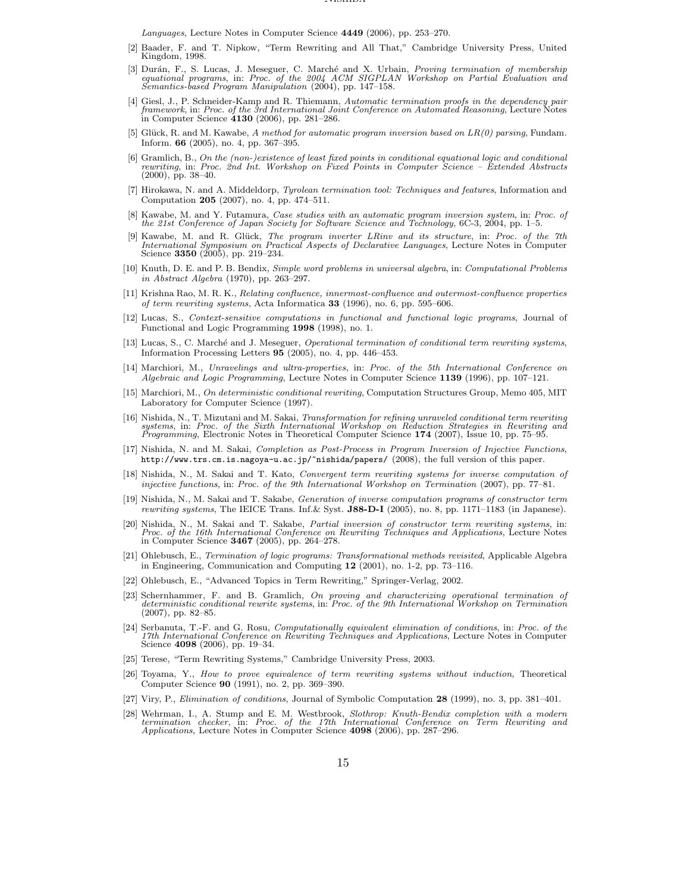*Languages*, Lecture Notes in Computer Science **4449** (2006), pp. 253–270.

[2] Baader, F. and T. Nipkow, "Term Rewriting and All That," Cambridge University Press, United Kingdom, 1998.

[3] Durán, F., S. Lucas, J. Meseguer, C. Marché and X. Urbain, *Proving termination of membership equational programs*, in: *Proc. of the 2004 ACM SIGPLAN Workshop on Partial Evaluation and Semantics-based Program Manipulation* (2004), pp. 147–158.

[4] Giesl, J., P. Schneider-Kamp and R. Thiemann, *Automatic termination proofs in the dependency pair framework*, in: *Proc. of the 3rd International Joint Conference on Automated Reasoning*, Lecture Notes in Computer Science **4130** (2006), pp. 281–286.

[5] Glück, R. and M. Kawabe, *A method for automatic program inversion based on LR(0) parsing*, Fundam. Inform. **66** (2005), no. 4, pp. 367–395.

[6] Gramlich, B., *On the (non-)existence of least fixed points in conditional equational logic and conditional rewriting*, in: *Proc. 2nd Int. Workshop on Fixed Points in Computer Science – Extended Abstracts* (2000), pp. 38–40.

[7] Hirokawa, N. and A. Middeldorp, *Tyrolean termination tool: Techniques and features*, Information and Computation **205** (2007), no. 4, pp. 474–511.

[8] Kawabe, M. and Y. Futamura, *Case studies with an automatic program inversion system*, in: *Proc. of the 21st Conference of Japan Society for Software Science and Technology*, 6C-3, 2004, pp. 1–5.

[9] Kawabe, M. and R. Glück, *The program inverter LRinv and its structure*, in: *Proc. of the 7th International Symposium on Practical Aspects of Declarative Languages*, Lecture Notes in Computer Science **3350** (2005), pp. 219–234.

[10] Knuth, D. E. and P. B. Bendix, *Simple word problems in universal algebra*, in: *Computational Problems in Abstract Algebra* (1970), pp. 263–297.

[11] Krishna Rao, M. R. K., *Relating confluence, innermost-confluence and outermost-confluence properties of term rewriting systems*, Acta Informatica **33** (1996), no. 6, pp. 595–606.

[12] Lucas, S., *Context-sensitive computations in functional and functional logic programs*, Journal of Functional and Logic Programming **1998** (1998), no. 1.

[13] Lucas, S., C. Marché and J. Meseguer, *Operational termination of conditional term rewriting systems*, Information Processing Letters **95** (2005), no. 4, pp. 446–453.

[14] Marchiori, M., *Unravelings and ultra-properties*, in: *Proc. of the 5th International Conference on Algebraic and Logic Programming*, Lecture Notes in Computer Science **1139** (1996), pp. 107–121.

[15] Marchiori, M., *On deterministic conditional rewriting*, Computation Structures Group, Memo 405, MIT Laboratory for Computer Science (1997).

[16] Nishida, N., T. Mizutani and M. Sakai, *Transformation for refining unraveled conditional term rewriting systems*, in: *Proc. of the Sixth International Workshop on Reduction Strategies in Rewriting and Programming*, Electronic Notes in Theoretical Computer Science **174** (2007), Issue 10, pp. 75–95.

[17] Nishida, N. and M. Sakai, *Completion as Post-Process in Program Inversion of Injective Functions*, `http://www.trs.cm.is.nagoya-u.ac.jp/~nishida/papers/` (2008), the full version of this paper.

[18] Nishida, N., M. Sakai and T. Kato, *Convergent term rewriting systems for inverse computation of injective functions*, in: *Proc. of the 9th International Workshop on Termination* (2007), pp. 77–81.

[19] Nishida, N., M. Sakai and T. Sakabe, *Generation of inverse computation programs of constructor term rewriting systems*, The IEICE Trans. Inf.& Syst. **J88-D-I** (2005), no. 8, pp. 1171–1183 (in Japanese).

[20] Nishida, N., M. Sakai and T. Sakabe, *Partial inversion of constructor term rewriting systems*, in: *Proc. of the 16th International Conference on Rewriting Techniques and Applications*, Lecture Notes in Computer Science **3467** (2005), pp. 264–278.

[21] Ohlebusch, E., *Termination of logic programs: Transformational methods revisited*, Applicable Algebra in Engineering, Communication and Computing **12** (2001), no. 1-2, pp. 73–116.

[22] Ohlebusch, E., "Advanced Topics in Term Rewriting," Springer-Verlag, 2002.

[23] Schernhammer, F. and B. Gramlich, *On proving and characterizing operational termination of deterministic conditional rewrite systems*, in: *Proc. of the 9th International Workshop on Termination* (2007), pp. 82–85.

[24] Serbanuta, T.-F. and G. Rosu, *Computationally equivalent elimination of conditions*, in: *Proc. of the 17th International Conference on Rewriting Techniques and Applications*, Lecture Notes in Computer Science **4098** (2006), pp. 19–34.

[25] Terese, "Term Rewriting Systems," Cambridge University Press, 2003.

[26] Toyama, Y., *How to prove equivalence of term rewriting systems without induction*, Theoretical Computer Science **90** (1991), no. 2, pp. 369–390.

[27] Viry, P., *Elimination of conditions*, Journal of Symbolic Computation **28** (1999), no. 3, pp. 381–401.

[28] Wehrman, I., A. Stump and E. M. Westbrook, *Slothrop: Knuth-Bendix completion with a modern termination checker*, in: *Proc. of the 17th International Conference on Term Rewriting and Applications*, Lecture Notes in Computer Science **4098** (2006), pp. 287–296.